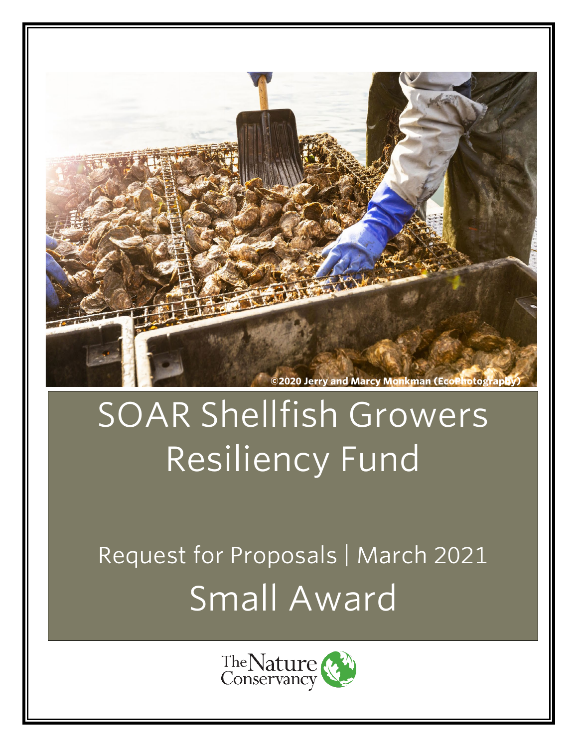©2020 Jerry and Marcy Monkman (EcoPhotography)

# SOAR Shellfish Growers Resiliency Fund

## Request for Proposals | March 2021

## Small Award

The Nature Conservancy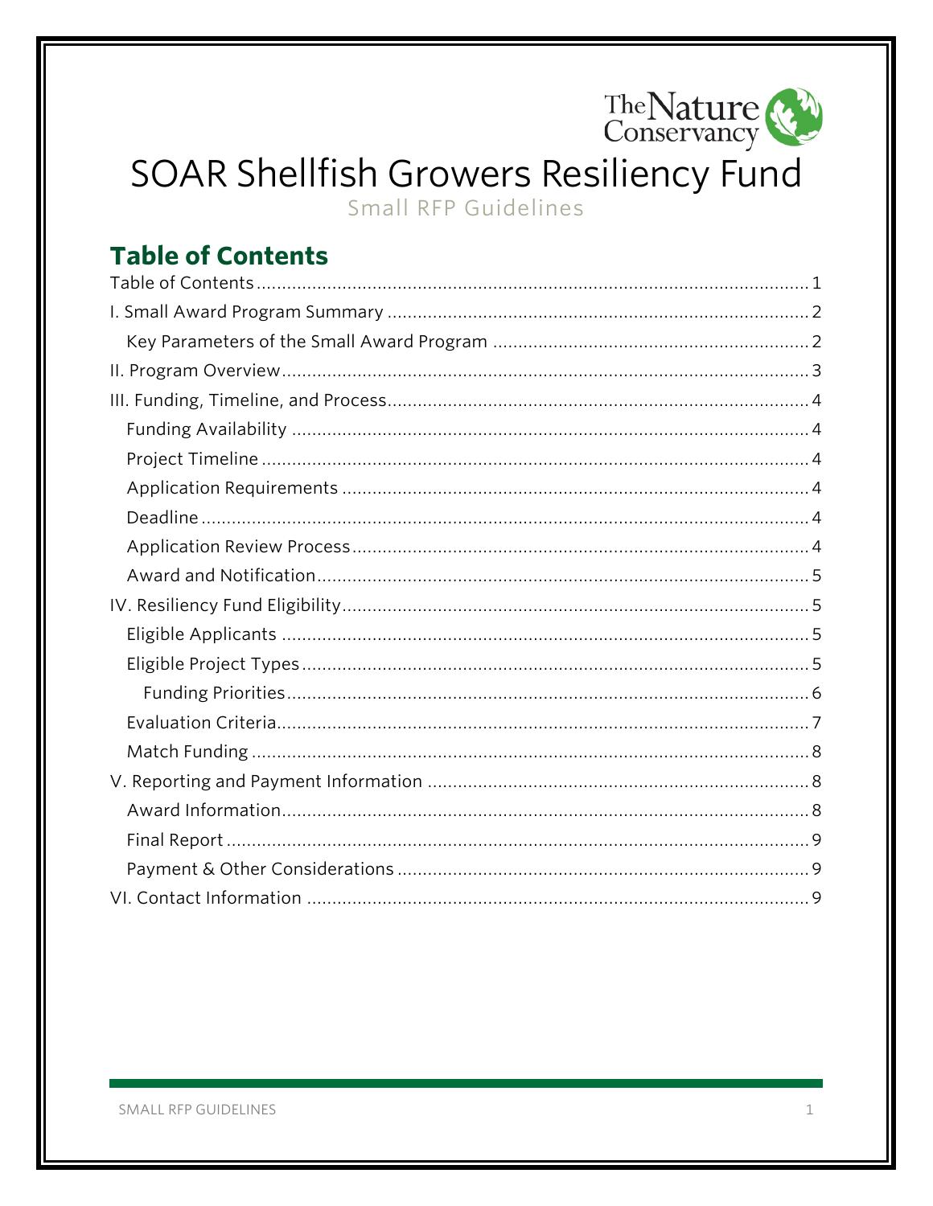# SOAR Shellfish Growers Resiliency Fund

Small RFP Guidelines

## Table of Contents

- Table of Contents ........ 1
- I. Small Award Program Summary ........ 2
  - Key Parameters of the Small Award Program ........ 2
- II. Program Overview ........ 3
- III. Funding, Timeline, and Process ........ 4
  - Funding Availability ........ 4
  - Project Timeline ........ 4
  - Application Requirements ........ 4
  - Deadline ........ 4
  - Application Review Process ........ 4
  - Award and Notification ........ 5
- IV. Resiliency Fund Eligibility ........ 5
  - Eligible Applicants ........ 5
  - Eligible Project Types ........ 5
    - Funding Priorities ........ 6
  - Evaluation Criteria ........ 7
  - Match Funding ........ 8
- V. Reporting and Payment Information ........ 8
  - Award Information ........ 8
  - Final Report ........ 9
  - Payment & Other Considerations ........ 9
- VI. Contact Information ........ 9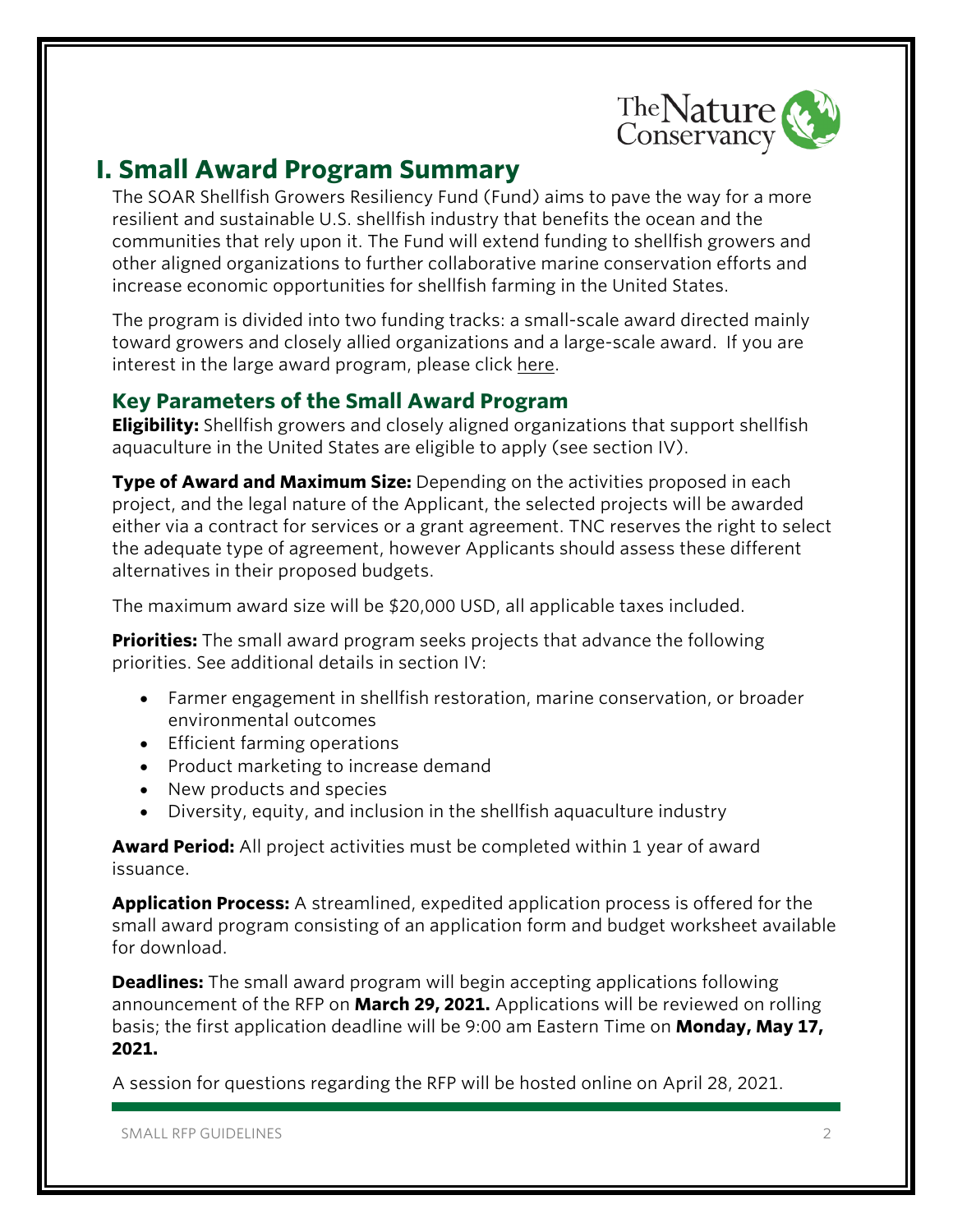# I. Small Award Program Summary

The SOAR Shellfish Growers Resiliency Fund (Fund) aims to pave the way for a more resilient and sustainable U.S. shellfish industry that benefits the ocean and the communities that rely upon it. The Fund will extend funding to shellfish growers and other aligned organizations to further collaborative marine conservation efforts and increase economic opportunities for shellfish farming in the United States.

The program is divided into two funding tracks: a small-scale award directed mainly toward growers and closely allied organizations and a large-scale award. If you are interest in the large award program, please click here.

## Key Parameters of the Small Award Program

**Eligibility:** Shellfish growers and closely aligned organizations that support shellfish aquaculture in the United States are eligible to apply (see section IV).

**Type of Award and Maximum Size:** Depending on the activities proposed in each project, and the legal nature of the Applicant, the selected projects will be awarded either via a contract for services or a grant agreement. TNC reserves the right to select the adequate type of agreement, however Applicants should assess these different alternatives in their proposed budgets.

The maximum award size will be $20,000 USD, all applicable taxes included.

**Priorities:** The small award program seeks projects that advance the following priorities. See additional details in section IV:

- Farmer engagement in shellfish restoration, marine conservation, or broader environmental outcomes
- Efficient farming operations
- Product marketing to increase demand
- New products and species
- Diversity, equity, and inclusion in the shellfish aquaculture industry

**Award Period:** All project activities must be completed within 1 year of award issuance.

**Application Process:** A streamlined, expedited application process is offered for the small award program consisting of an application form and budget worksheet available for download.

**Deadlines:** The small award program will begin accepting applications following announcement of the RFP on **March 29, 2021.** Applications will be reviewed on rolling basis; the first application deadline will be 9:00 am Eastern Time on **Monday, May 17, 2021.**

A session for questions regarding the RFP will be hosted online on April 28, 2021.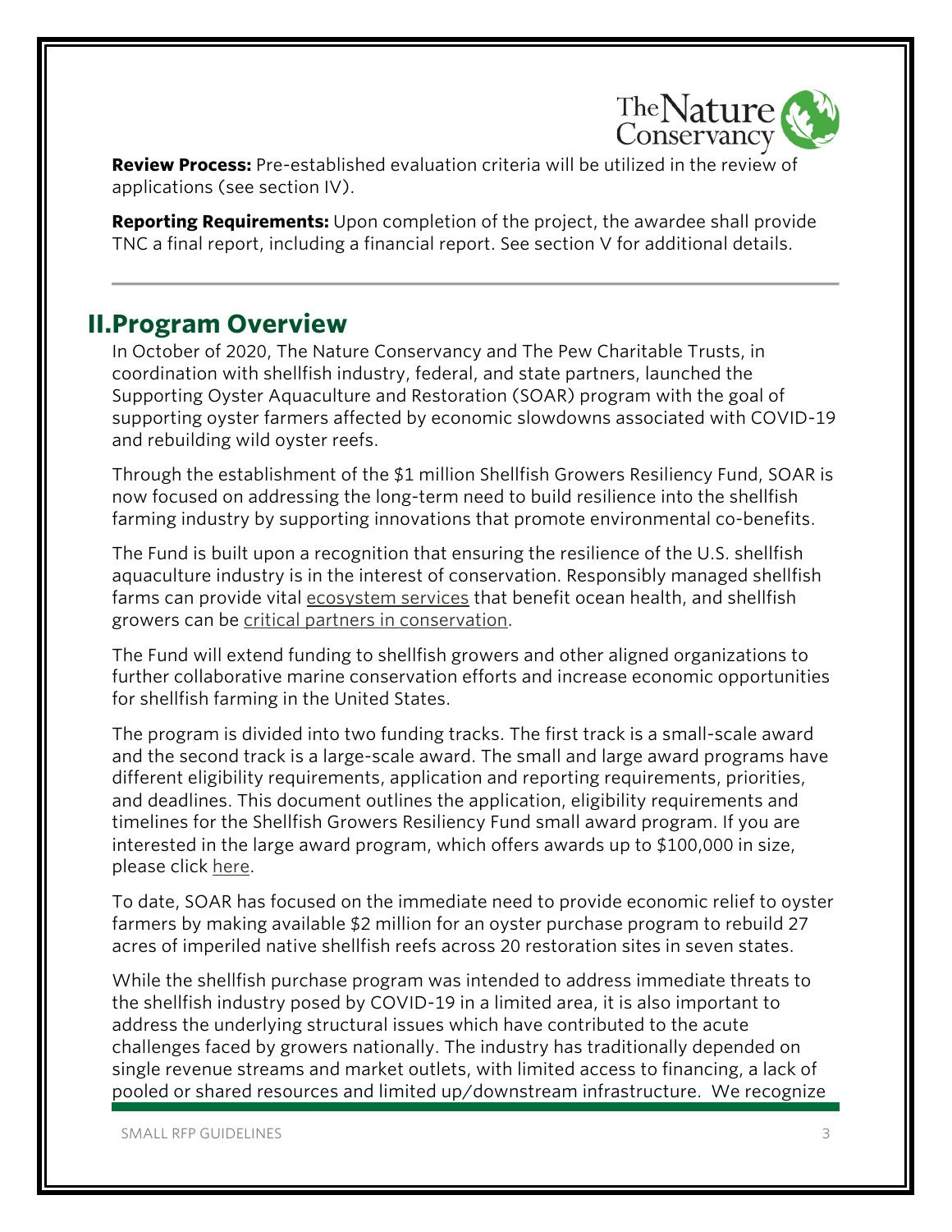**Review Process:** Pre-established evaluation criteria will be utilized in the review of applications (see section IV).

**Reporting Requirements:** Upon completion of the project, the awardee shall provide TNC a final report, including a financial report. See section V for additional details.

---

## II. Program Overview

In October of 2020, The Nature Conservancy and The Pew Charitable Trusts, in coordination with shellfish industry, federal, and state partners, launched the Supporting Oyster Aquaculture and Restoration (SOAR) program with the goal of supporting oyster farmers affected by economic slowdowns associated with COVID-19 and rebuilding wild oyster reefs.

Through the establishment of the $1 million Shellfish Growers Resiliency Fund, SOAR is now focused on addressing the long-term need to build resilience into the shellfish farming industry by supporting innovations that promote environmental co-benefits.

The Fund is built upon a recognition that ensuring the resilience of the U.S. shellfish aquaculture industry is in the interest of conservation. Responsibly managed shellfish farms can provide vital ecosystem services that benefit ocean health, and shellfish growers can be critical partners in conservation.

The Fund will extend funding to shellfish growers and other aligned organizations to further collaborative marine conservation efforts and increase economic opportunities for shellfish farming in the United States.

The program is divided into two funding tracks. The first track is a small-scale award and the second track is a large-scale award. The small and large award programs have different eligibility requirements, application and reporting requirements, priorities, and deadlines. This document outlines the application, eligibility requirements and timelines for the Shellfish Growers Resiliency Fund small award program. If you are interested in the large award program, which offers awards up to $100,000 in size, please click here.

To date, SOAR has focused on the immediate need to provide economic relief to oyster farmers by making available $2 million for an oyster purchase program to rebuild 27 acres of imperiled native shellfish reefs across 20 restoration sites in seven states.

While the shellfish purchase program was intended to address immediate threats to the shellfish industry posed by COVID-19 in a limited area, it is also important to address the underlying structural issues which have contributed to the acute challenges faced by growers nationally. The industry has traditionally depended on single revenue streams and market outlets, with limited access to financing, a lack of pooled or shared resources and limited up/downstream infrastructure. We recognize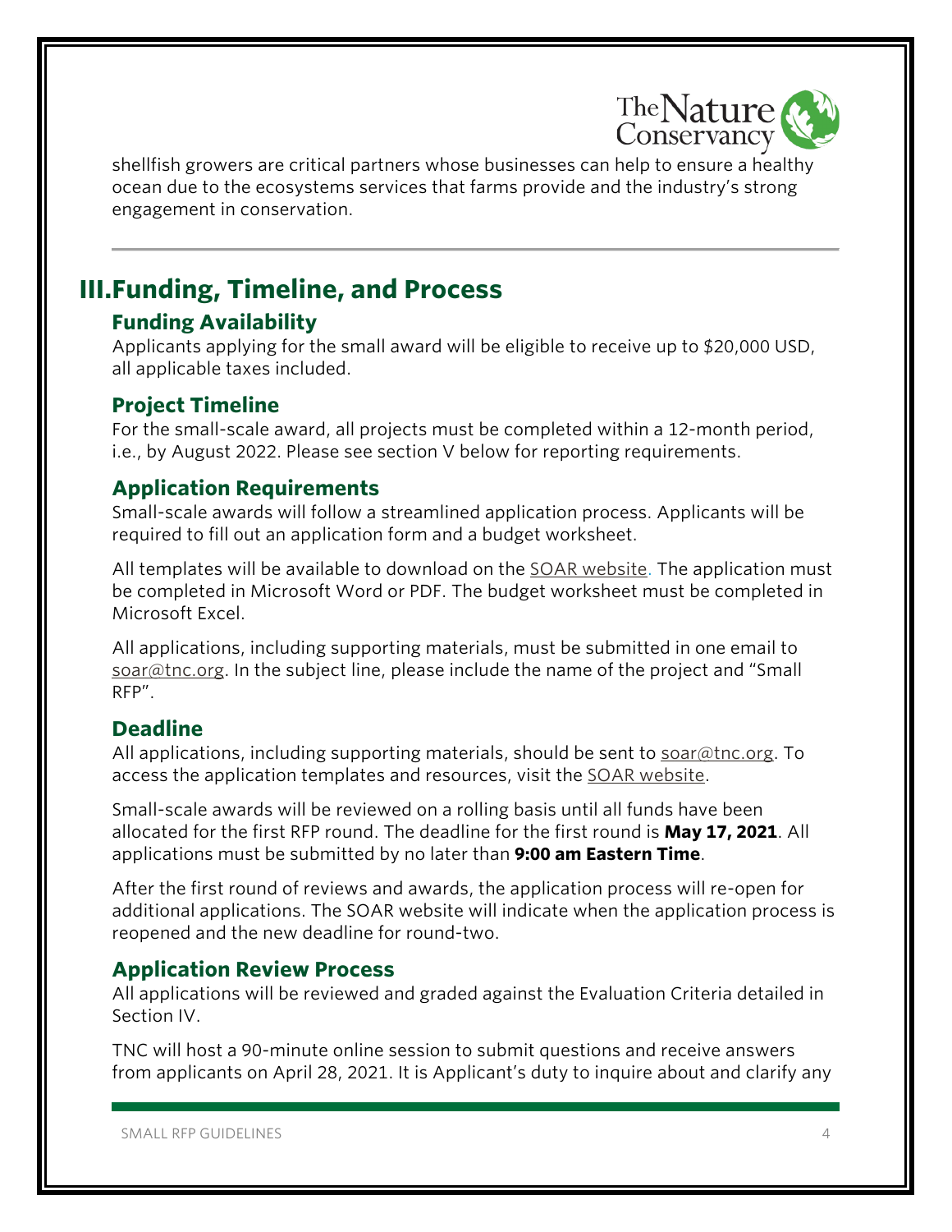shellfish growers are critical partners whose businesses can help to ensure a healthy ocean due to the ecosystems services that farms provide and the industry's strong engagement in conservation.

## III. Funding, Timeline, and Process

### Funding Availability

Applicants applying for the small award will be eligible to receive up to $20,000 USD, all applicable taxes included.

### Project Timeline

For the small-scale award, all projects must be completed within a 12-month period, i.e., by August 2022. Please see section V below for reporting requirements.

### Application Requirements

Small-scale awards will follow a streamlined application process. Applicants will be required to fill out an application form and a budget worksheet.

All templates will be available to download on the SOAR website. The application must be completed in Microsoft Word or PDF. The budget worksheet must be completed in Microsoft Excel.

All applications, including supporting materials, must be submitted in one email to soar@tnc.org. In the subject line, please include the name of the project and "Small RFP".

### Deadline

All applications, including supporting materials, should be sent to soar@tnc.org. To access the application templates and resources, visit the SOAR website.

Small-scale awards will be reviewed on a rolling basis until all funds have been allocated for the first RFP round. The deadline for the first round is **May 17, 2021**. All applications must be submitted by no later than **9:00 am Eastern Time**.

After the first round of reviews and awards, the application process will re-open for additional applications. The SOAR website will indicate when the application process is reopened and the new deadline for round-two.

### Application Review Process

All applications will be reviewed and graded against the Evaluation Criteria detailed in Section IV.

TNC will host a 90-minute online session to submit questions and receive answers from applicants on April 28, 2021. It is Applicant's duty to inquire about and clarify any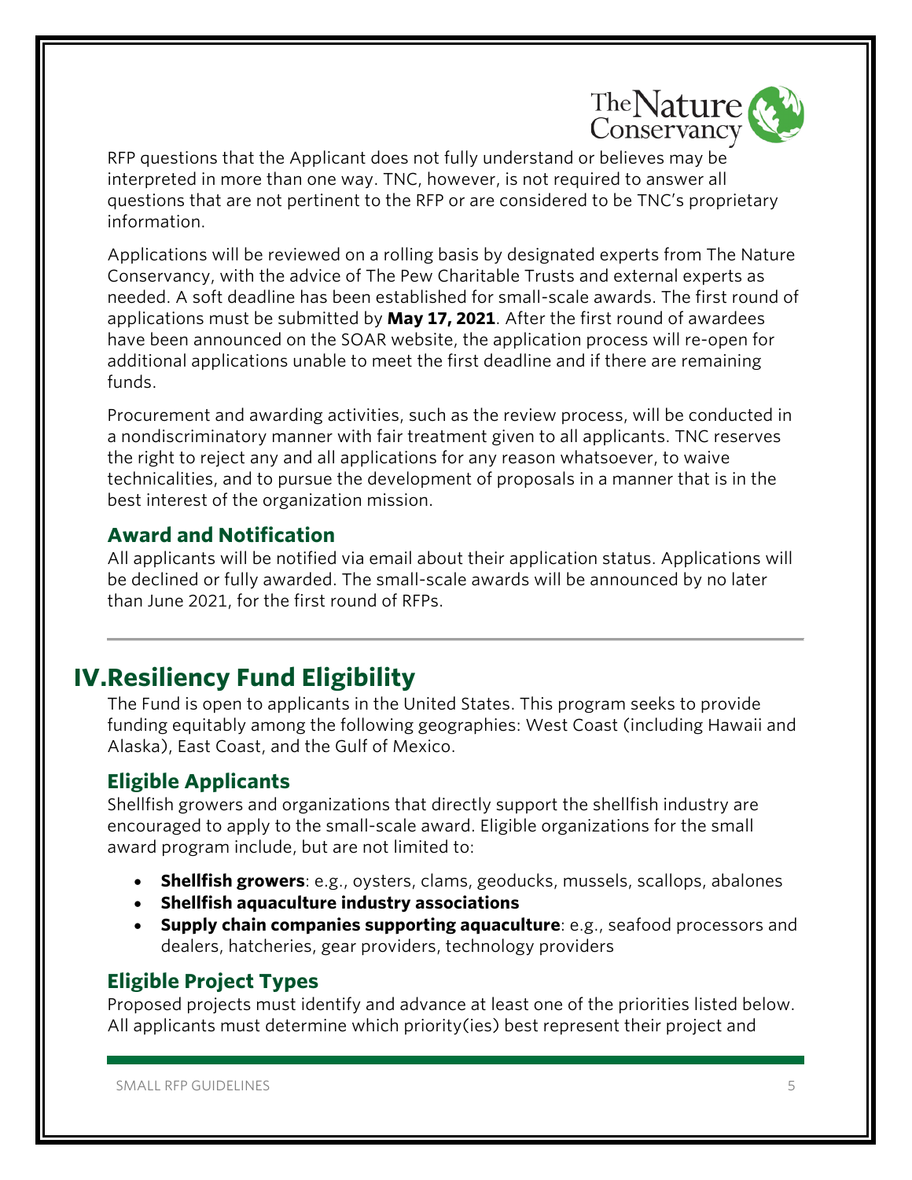RFP questions that the Applicant does not fully understand or believes may be interpreted in more than one way. TNC, however, is not required to answer all questions that are not pertinent to the RFP or are considered to be TNC's proprietary information.

Applications will be reviewed on a rolling basis by designated experts from The Nature Conservancy, with the advice of The Pew Charitable Trusts and external experts as needed. A soft deadline has been established for small-scale awards. The first round of applications must be submitted by **May 17, 2021**. After the first round of awardees have been announced on the SOAR website, the application process will re-open for additional applications unable to meet the first deadline and if there are remaining funds.

Procurement and awarding activities, such as the review process, will be conducted in a nondiscriminatory manner with fair treatment given to all applicants. TNC reserves the right to reject any and all applications for any reason whatsoever, to waive technicalities, and to pursue the development of proposals in a manner that is in the best interest of the organization mission.

### Award and Notification

All applicants will be notified via email about their application status. Applications will be declined or fully awarded. The small-scale awards will be announced by no later than June 2021, for the first round of RFPs.

## IV. Resiliency Fund Eligibility

The Fund is open to applicants in the United States. This program seeks to provide funding equitably among the following geographies: West Coast (including Hawaii and Alaska), East Coast, and the Gulf of Mexico.

### Eligible Applicants

Shellfish growers and organizations that directly support the shellfish industry are encouraged to apply to the small-scale award. Eligible organizations for the small award program include, but are not limited to:

- **Shellfish growers**: e.g., oysters, clams, geoducks, mussels, scallops, abalones
- **Shellfish aquaculture industry associations**
- **Supply chain companies supporting aquaculture**: e.g., seafood processors and dealers, hatcheries, gear providers, technology providers

### Eligible Project Types

Proposed projects must identify and advance at least one of the priorities listed below. All applicants must determine which priority(ies) best represent their project and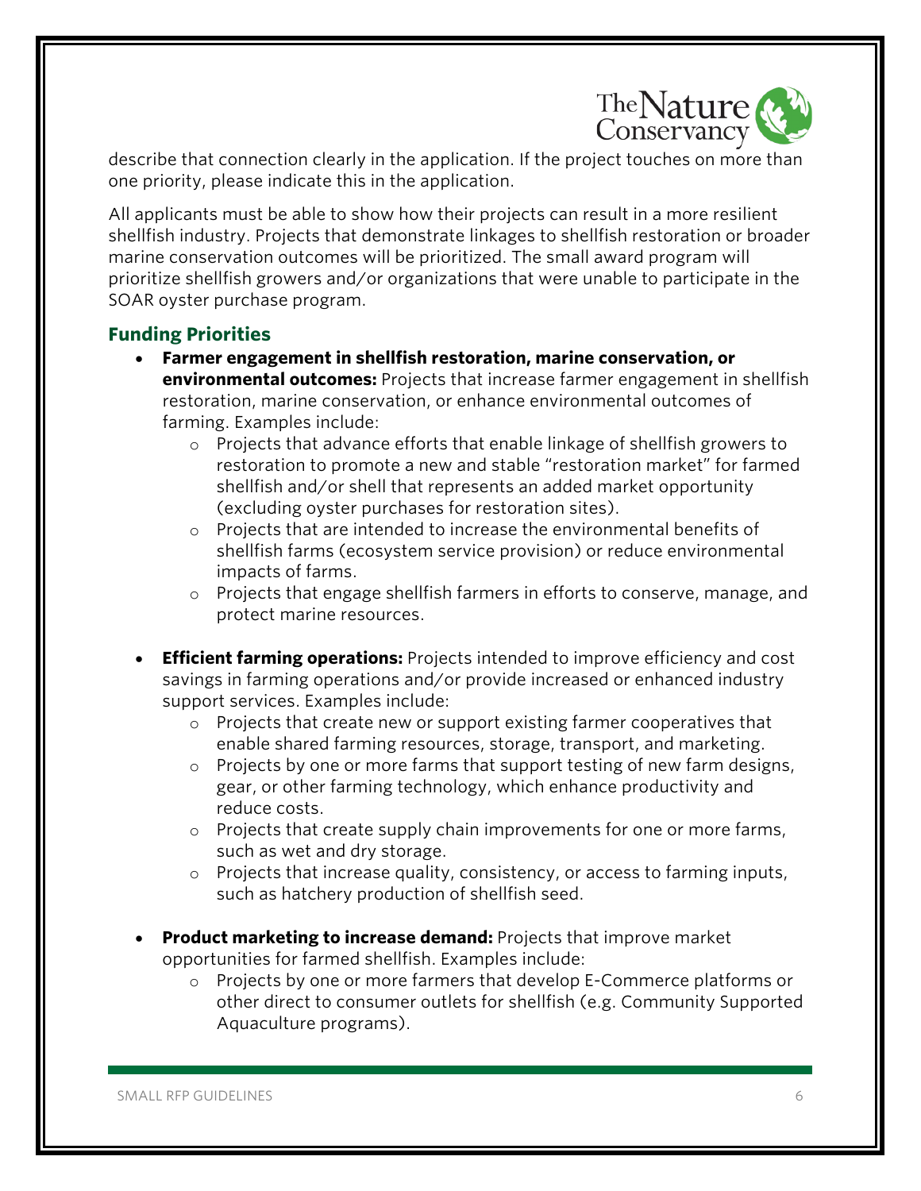describe that connection clearly in the application. If the project touches on more than one priority, please indicate this in the application.

All applicants must be able to show how their projects can result in a more resilient shellfish industry. Projects that demonstrate linkages to shellfish restoration or broader marine conservation outcomes will be prioritized. The small award program will prioritize shellfish growers and/or organizations that were unable to participate in the SOAR oyster purchase program.

## Funding Priorities

- **Farmer engagement in shellfish restoration, marine conservation, or environmental outcomes:** Projects that increase farmer engagement in shellfish restoration, marine conservation, or enhance environmental outcomes of farming. Examples include:
    - Projects that advance efforts that enable linkage of shellfish growers to restoration to promote a new and stable "restoration market" for farmed shellfish and/or shell that represents an added market opportunity (excluding oyster purchases for restoration sites).
    - Projects that are intended to increase the environmental benefits of shellfish farms (ecosystem service provision) or reduce environmental impacts of farms.
    - Projects that engage shellfish farmers in efforts to conserve, manage, and protect marine resources.

- **Efficient farming operations:** Projects intended to improve efficiency and cost savings in farming operations and/or provide increased or enhanced industry support services. Examples include:
    - Projects that create new or support existing farmer cooperatives that enable shared farming resources, storage, transport, and marketing.
    - Projects by one or more farms that support testing of new farm designs, gear, or other farming technology, which enhance productivity and reduce costs.
    - Projects that create supply chain improvements for one or more farms, such as wet and dry storage.
    - Projects that increase quality, consistency, or access to farming inputs, such as hatchery production of shellfish seed.

- **Product marketing to increase demand:** Projects that improve market opportunities for farmed shellfish. Examples include:
    - Projects by one or more farmers that develop E-Commerce platforms or other direct to consumer outlets for shellfish (e.g. Community Supported Aquaculture programs).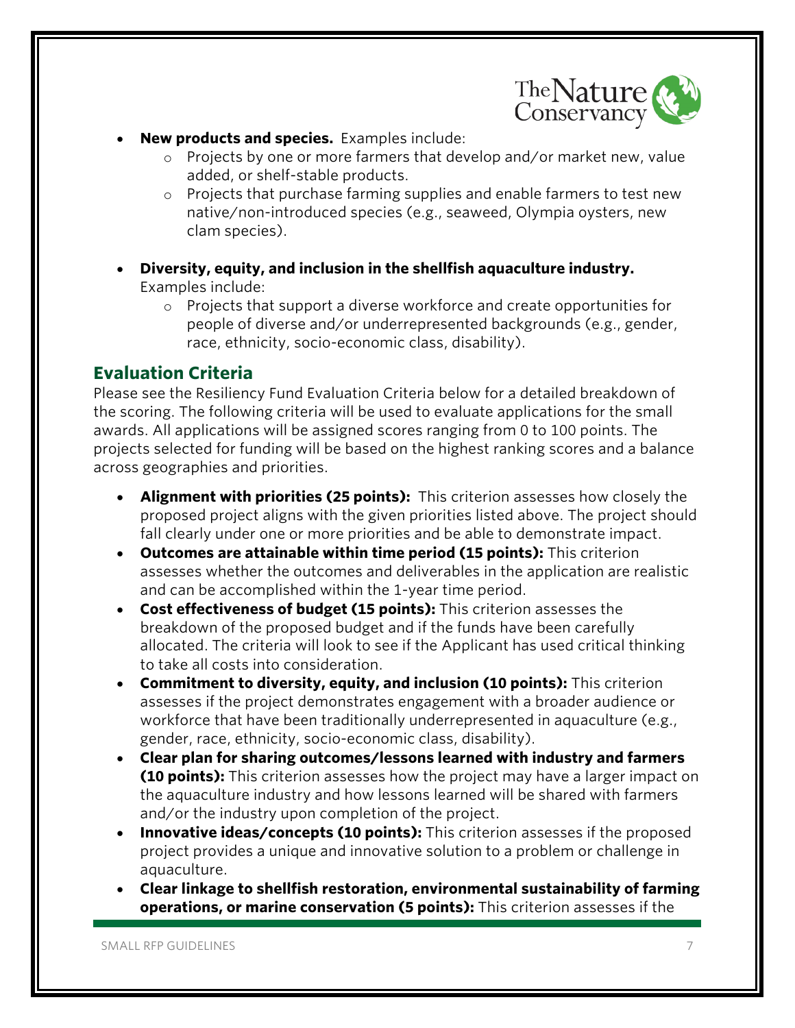- **New products and species.** Examples include:
  - Projects by one or more farmers that develop and/or market new, value added, or shelf-stable products.
  - Projects that purchase farming supplies and enable farmers to test new native/non-introduced species (e.g., seaweed, Olympia oysters, new clam species).
- **Diversity, equity, and inclusion in the shellfish aquaculture industry.** Examples include:
  - Projects that support a diverse workforce and create opportunities for people of diverse and/or underrepresented backgrounds (e.g., gender, race, ethnicity, socio-economic class, disability).

## Evaluation Criteria

Please see the Resiliency Fund Evaluation Criteria below for a detailed breakdown of the scoring. The following criteria will be used to evaluate applications for the small awards. All applications will be assigned scores ranging from 0 to 100 points. The projects selected for funding will be based on the highest ranking scores and a balance across geographies and priorities.

- **Alignment with priorities (25 points):** This criterion assesses how closely the proposed project aligns with the given priorities listed above. The project should fall clearly under one or more priorities and be able to demonstrate impact.
- **Outcomes are attainable within time period (15 points):** This criterion assesses whether the outcomes and deliverables in the application are realistic and can be accomplished within the 1-year time period.
- **Cost effectiveness of budget (15 points):** This criterion assesses the breakdown of the proposed budget and if the funds have been carefully allocated. The criteria will look to see if the Applicant has used critical thinking to take all costs into consideration.
- **Commitment to diversity, equity, and inclusion (10 points):** This criterion assesses if the project demonstrates engagement with a broader audience or workforce that have been traditionally underrepresented in aquaculture (e.g., gender, race, ethnicity, socio-economic class, disability).
- **Clear plan for sharing outcomes/lessons learned with industry and farmers (10 points):** This criterion assesses how the project may have a larger impact on the aquaculture industry and how lessons learned will be shared with farmers and/or the industry upon completion of the project.
- **Innovative ideas/concepts (10 points):** This criterion assesses if the proposed project provides a unique and innovative solution to a problem or challenge in aquaculture.
- **Clear linkage to shellfish restoration, environmental sustainability of farming operations, or marine conservation (5 points):** This criterion assesses if the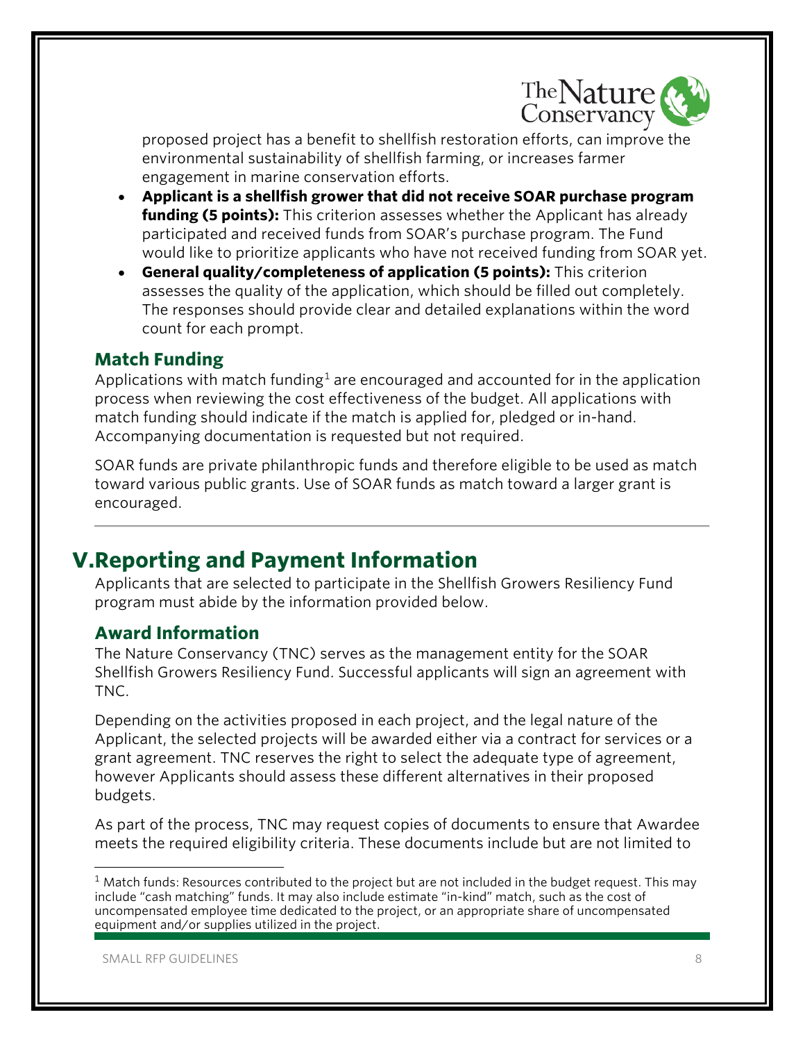proposed project has a benefit to shellfish restoration efforts, can improve the environmental sustainability of shellfish farming, or increases farmer engagement in marine conservation efforts.

- **Applicant is a shellfish grower that did not receive SOAR purchase program funding (5 points):** This criterion assesses whether the Applicant has already participated and received funds from SOAR's purchase program. The Fund would like to prioritize applicants who have not received funding from SOAR yet.
- **General quality/completeness of application (5 points):** This criterion assesses the quality of the application, which should be filled out completely. The responses should provide clear and detailed explanations within the word count for each prompt.

### Match Funding

Applications with match funding[1] are encouraged and accounted for in the application process when reviewing the cost effectiveness of the budget. All applications with match funding should indicate if the match is applied for, pledged or in-hand. Accompanying documentation is requested but not required.

SOAR funds are private philanthropic funds and therefore eligible to be used as match toward various public grants. Use of SOAR funds as match toward a larger grant is encouraged.

## V. Reporting and Payment Information

Applicants that are selected to participate in the Shellfish Growers Resiliency Fund program must abide by the information provided below.

### Award Information

The Nature Conservancy (TNC) serves as the management entity for the SOAR Shellfish Growers Resiliency Fund. Successful applicants will sign an agreement with TNC.

Depending on the activities proposed in each project, and the legal nature of the Applicant, the selected projects will be awarded either via a contract for services or a grant agreement. TNC reserves the right to select the adequate type of agreement, however Applicants should assess these different alternatives in their proposed budgets.

As part of the process, TNC may request copies of documents to ensure that Awardee meets the required eligibility criteria. These documents include but are not limited to

[1] Match funds: Resources contributed to the project but are not included in the budget request. This may include "cash matching" funds. It may also include estimate "in-kind" match, such as the cost of uncompensated employee time dedicated to the project, or an appropriate share of uncompensated equipment and/or supplies utilized in the project.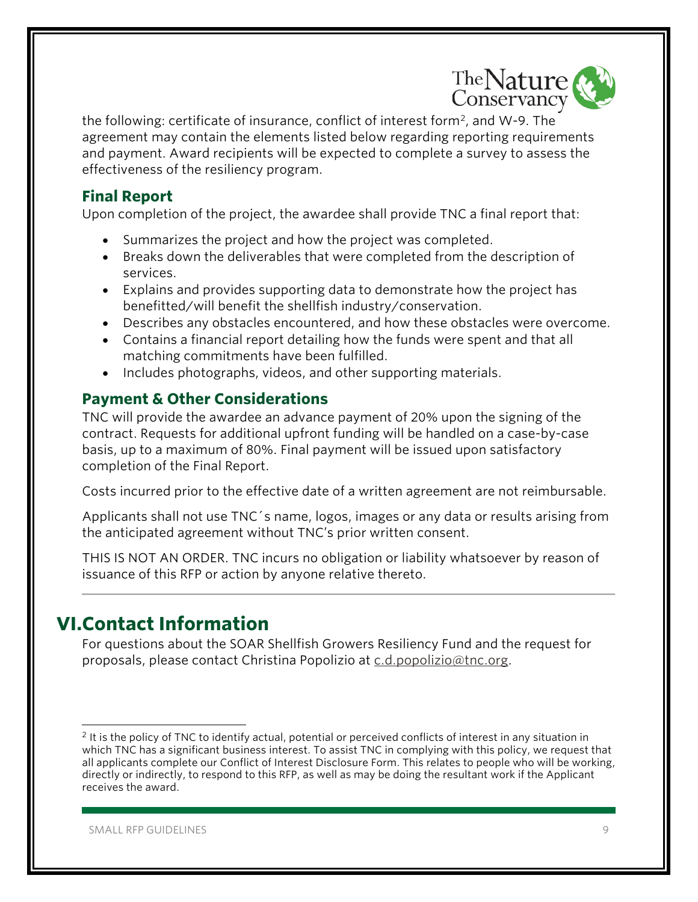the following: certificate of insurance, conflict of interest form[2], and W-9. The agreement may contain the elements listed below regarding reporting requirements and payment. Award recipients will be expected to complete a survey to assess the effectiveness of the resiliency program.

### Final Report

Upon completion of the project, the awardee shall provide TNC a final report that:

- Summarizes the project and how the project was completed.
- Breaks down the deliverables that were completed from the description of services.
- Explains and provides supporting data to demonstrate how the project has benefitted/will benefit the shellfish industry/conservation.
- Describes any obstacles encountered, and how these obstacles were overcome.
- Contains a financial report detailing how the funds were spent and that all matching commitments have been fulfilled.
- Includes photographs, videos, and other supporting materials.

### Payment & Other Considerations

TNC will provide the awardee an advance payment of 20% upon the signing of the contract. Requests for additional upfront funding will be handled on a case-by-case basis, up to a maximum of 80%. Final payment will be issued upon satisfactory completion of the Final Report.

Costs incurred prior to the effective date of a written agreement are not reimbursable.

Applicants shall not use TNC´s name, logos, images or any data or results arising from the anticipated agreement without TNC's prior written consent.

THIS IS NOT AN ORDER. TNC incurs no obligation or liability whatsoever by reason of issuance of this RFP or action by anyone relative thereto.

---

## VI. Contact Information

For questions about the SOAR Shellfish Growers Resiliency Fund and the request for proposals, please contact Christina Popolizio at c.d.popolizio@tnc.org.

[2] It is the policy of TNC to identify actual, potential or perceived conflicts of interest in any situation in which TNC has a significant business interest. To assist TNC in complying with this policy, we request that all applicants complete our Conflict of Interest Disclosure Form. This relates to people who will be working, directly or indirectly, to respond to this RFP, as well as may be doing the resultant work if the Applicant receives the award.